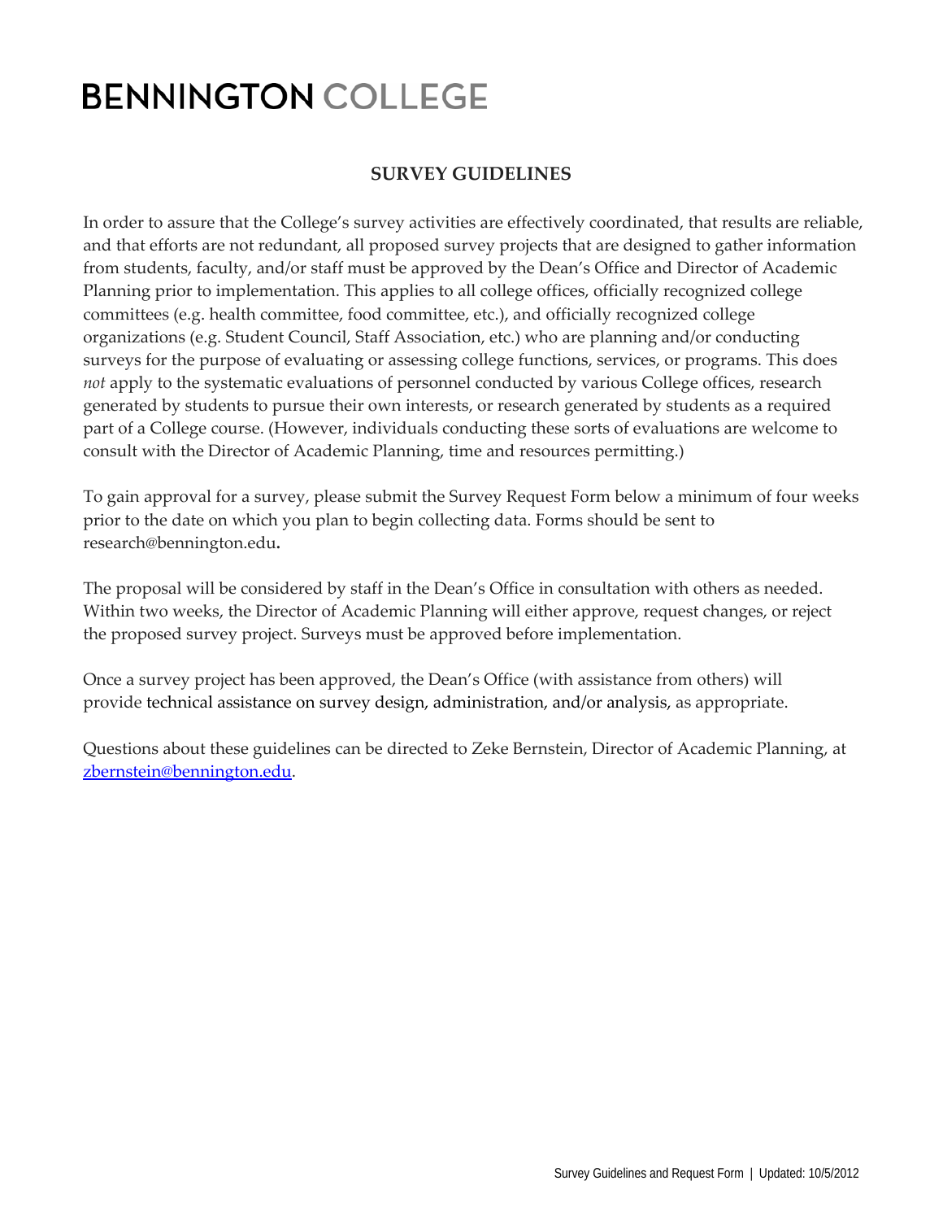# BENNINGTON COLLEGE

## SURVEY GUIDELINES

In order to assure that the College's survey activities are effectively coordinated, that results are reliable, and that efforts are not redundant, all proposed survey projects that are designed to gather information from students, faculty, and/or staff must be approved by the Dean's Office and Director of Academic Planning prior to implementation. This applies to all college offices, officially recognized college committees (e.g. health committee, food committee, etc.), and officially recognized college organizations (e.g. Student Council, Staff Association, etc.) who are planning and/or conducting surveys for the purpose of evaluating or assessing college functions, services, or programs. This does *not* apply to the systematic evaluations of personnel conducted by various College offices, research generated by students to pursue their own interests, or research generated by students as a required part of a College course. (However, individuals conducting these sorts of evaluations are welcome to consult with the Director of Academic Planning, time and resources permitting.)

To gain approval for a survey, please submit the Survey Request Form below a minimum of four weeks prior to the date on which you plan to begin collecting data. Forms should be sent to research@bennington.edu.

The proposal will be considered by staff in the Dean's Office in consultation with others as needed. Within two weeks, the Director of Academic Planning will either approve, request changes, or reject the proposed survey project. Surveys must be approved before implementation.

Once a survey project has been approved, the Dean's Office (with assistance from others) will provide technical assistance on survey design, administration, and/or analysis, as appropriate.

Questions about these guidelines can be directed to Zeke Bernstein, Director of Academic Planning, at [zbernstein@bennington.edu](mailto:zbernstein@bennington.edu).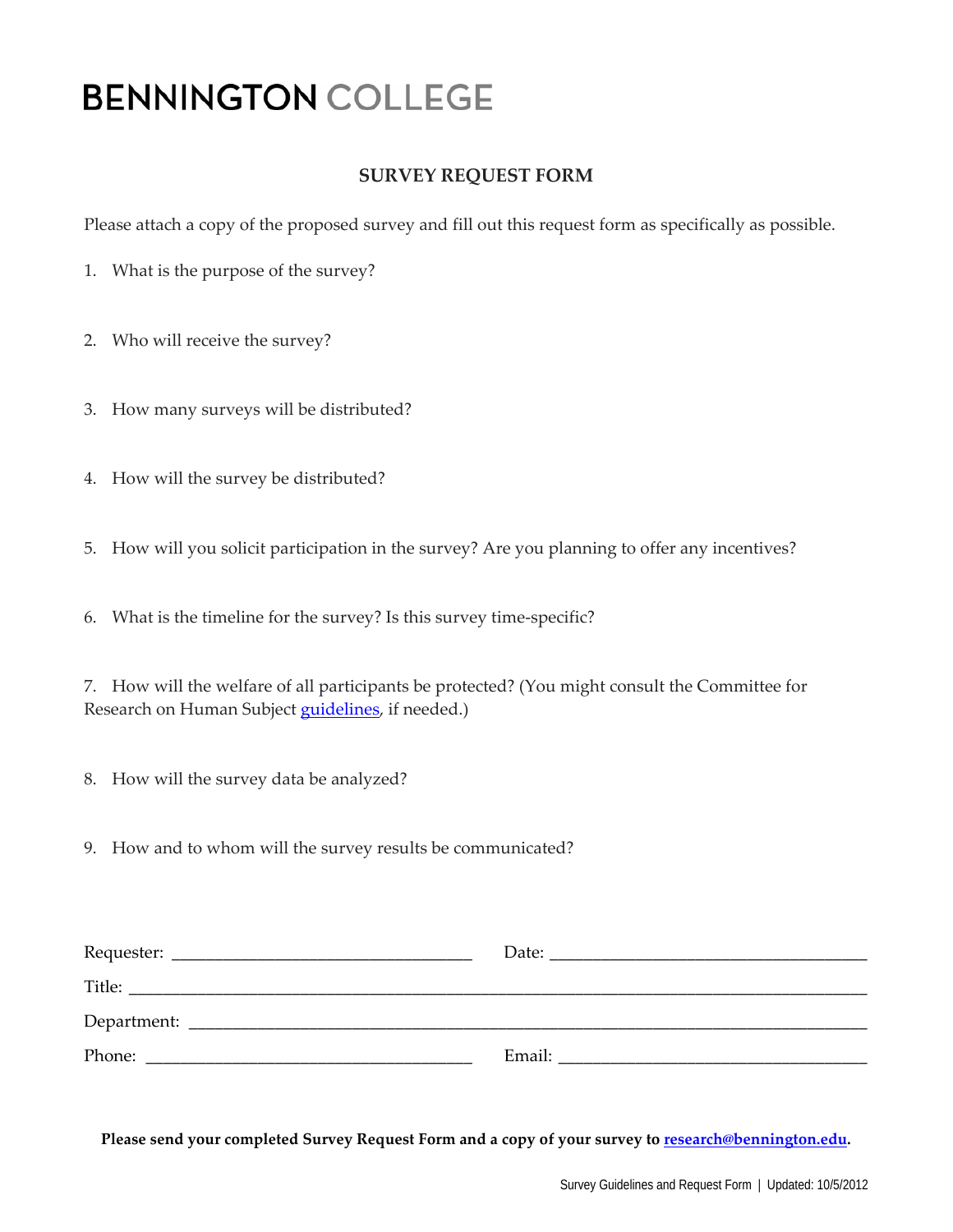# BENNINGTON COLLEGE

## SURVEY REQUEST FORM

Please attach a copy of the proposed survey and fill out this request form as specifically as possible.

1. What is the purpose of the survey?

2. Who will receive the survey?

3. How many surveys will be distributed?

4. How will the survey be distributed?

5. How will you solicit participation in the survey? Are you planning to offer any incentives?

6. What is the timeline for the survey? Is this survey time-specific?

7. How will the welfare of all participants be protected? (You might consult the Committee for Research on Human Subject guidelines, if needed.)

8. How will the survey data be analyzed?

9. How and to whom will the survey results be communicated?

Requester: ______________________________ Date: ______________________________

Title: ________________________________________________________________

Department: ___________________________________________________________

Phone: ________________________________ Email: _____________________________

**Please send your completed Survey Request Form and a copy of your survey to research@bennington.edu.**

Survey Guidelines and Request Form | Updated: 10/5/2012